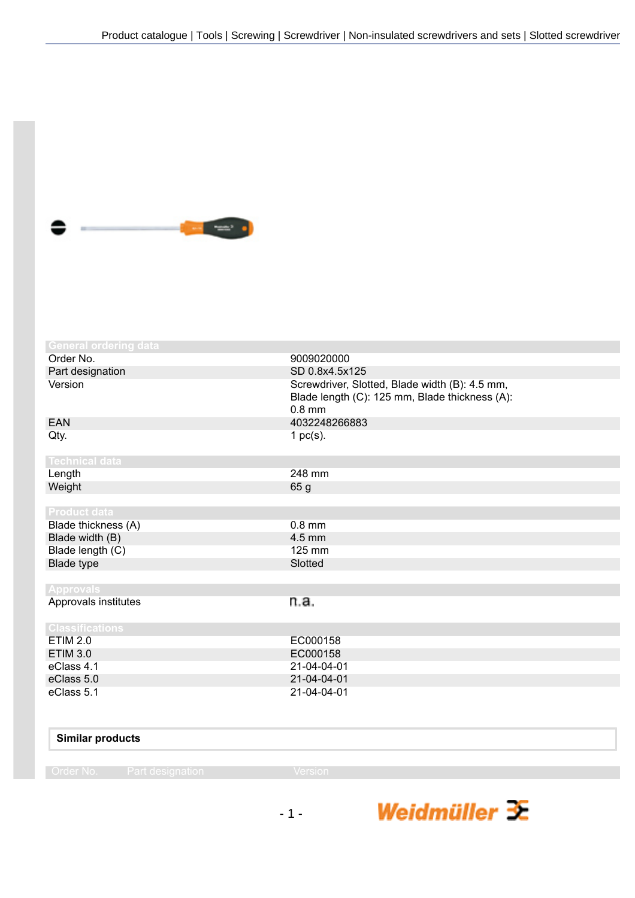Product catalogue | Tools | Screwing | Screwdriver | Non-insulated screwdrivers and sets | Slotted screwdriver

| General ordering data | |
|---|---|
| Order No. | 9009020000 |
| Part designation | SD 0.8x4.5x125 |
| Version | Screwdriver, Slotted, Blade width (B): 4.5 mm, Blade length (C): 125 mm, Blade thickness (A): 0.8 mm |
| EAN | 4032248266883 |
| Qty. | 1 pc(s). |

| Technical data | |
|---|---|
| Length | 248 mm |
| Weight | 65 g |

| Product data | |
|---|---|
| Blade thickness (A) | 0.8 mm |
| Blade width (B) | 4.5 mm |
| Blade length (C) | 125 mm |
| Blade type | Slotted |

| Approvals | |
|---|---|
| Approvals institutes | n.a. |

| Classifications | |
|---|---|
| ETIM 2.0 | EC000158 |
| ETIM 3.0 | EC000158 |
| eClass 4.1 | 21-04-04-01 |
| eClass 5.0 | 21-04-04-01 |
| eClass 5.1 | 21-04-04-01 |

**Similar products**

| Order No. | Part designation | Version |
|---|---|---|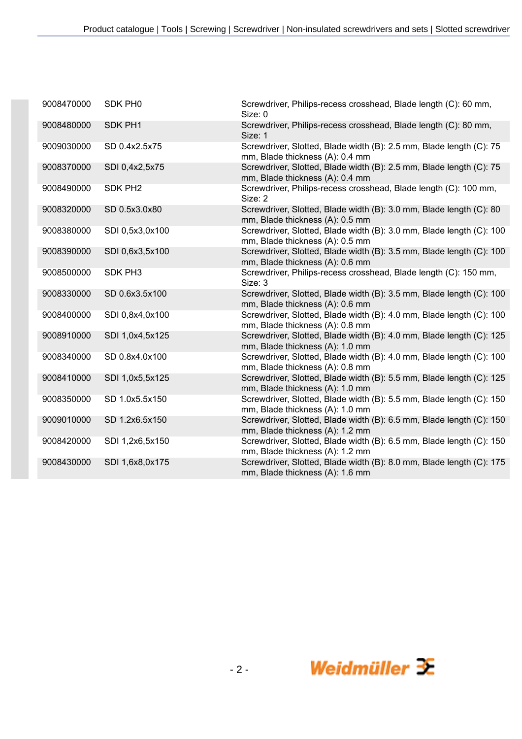| | | |
|---|---|---|
| 9008470000 | SDK PH0 | Screwdriver, Philips-recess crosshead, Blade length (C): 60 mm, Size: 0 |
| 9008480000 | SDK PH1 | Screwdriver, Philips-recess crosshead, Blade length (C): 80 mm, Size: 1 |
| 9009030000 | SD 0.4x2.5x75 | Screwdriver, Slotted, Blade width (B): 2.5 mm, Blade length (C): 75 mm, Blade thickness (A): 0.4 mm |
| 9008370000 | SDI 0,4x2,5x75 | Screwdriver, Slotted, Blade width (B): 2.5 mm, Blade length (C): 75 mm, Blade thickness (A): 0.4 mm |
| 9008490000 | SDK PH2 | Screwdriver, Philips-recess crosshead, Blade length (C): 100 mm, Size: 2 |
| 9008320000 | SD 0.5x3.0x80 | Screwdriver, Slotted, Blade width (B): 3.0 mm, Blade length (C): 80 mm, Blade thickness (A): 0.5 mm |
| 9008380000 | SDI 0,5x3,0x100 | Screwdriver, Slotted, Blade width (B): 3.0 mm, Blade length (C): 100 mm, Blade thickness (A): 0.5 mm |
| 9008390000 | SDI 0,6x3,5x100 | Screwdriver, Slotted, Blade width (B): 3.5 mm, Blade length (C): 100 mm, Blade thickness (A): 0.6 mm |
| 9008500000 | SDK PH3 | Screwdriver, Philips-recess crosshead, Blade length (C): 150 mm, Size: 3 |
| 9008330000 | SD 0.6x3.5x100 | Screwdriver, Slotted, Blade width (B): 3.5 mm, Blade length (C): 100 mm, Blade thickness (A): 0.6 mm |
| 9008400000 | SDI 0,8x4,0x100 | Screwdriver, Slotted, Blade width (B): 4.0 mm, Blade length (C): 100 mm, Blade thickness (A): 0.8 mm |
| 9008910000 | SDI 1,0x4,5x125 | Screwdriver, Slotted, Blade width (B): 4.0 mm, Blade length (C): 125 mm, Blade thickness (A): 1.0 mm |
| 9008340000 | SD 0.8x4.0x100 | Screwdriver, Slotted, Blade width (B): 4.0 mm, Blade length (C): 100 mm, Blade thickness (A): 0.8 mm |
| 9008410000 | SDI 1,0x5,5x125 | Screwdriver, Slotted, Blade width (B): 5.5 mm, Blade length (C): 125 mm, Blade thickness (A): 1.0 mm |
| 9008350000 | SD 1.0x5.5x150 | Screwdriver, Slotted, Blade width (B): 5.5 mm, Blade length (C): 150 mm, Blade thickness (A): 1.0 mm |
| 9009010000 | SD 1.2x6.5x150 | Screwdriver, Slotted, Blade width (B): 6.5 mm, Blade length (C): 150 mm, Blade thickness (A): 1.2 mm |
| 9008420000 | SDI 1,2x6,5x150 | Screwdriver, Slotted, Blade width (B): 6.5 mm, Blade length (C): 150 mm, Blade thickness (A): 1.2 mm |
| 9008430000 | SDI 1,6x8,0x175 | Screwdriver, Slotted, Blade width (B): 8.0 mm, Blade length (C): 175 mm, Blade thickness (A): 1.6 mm |